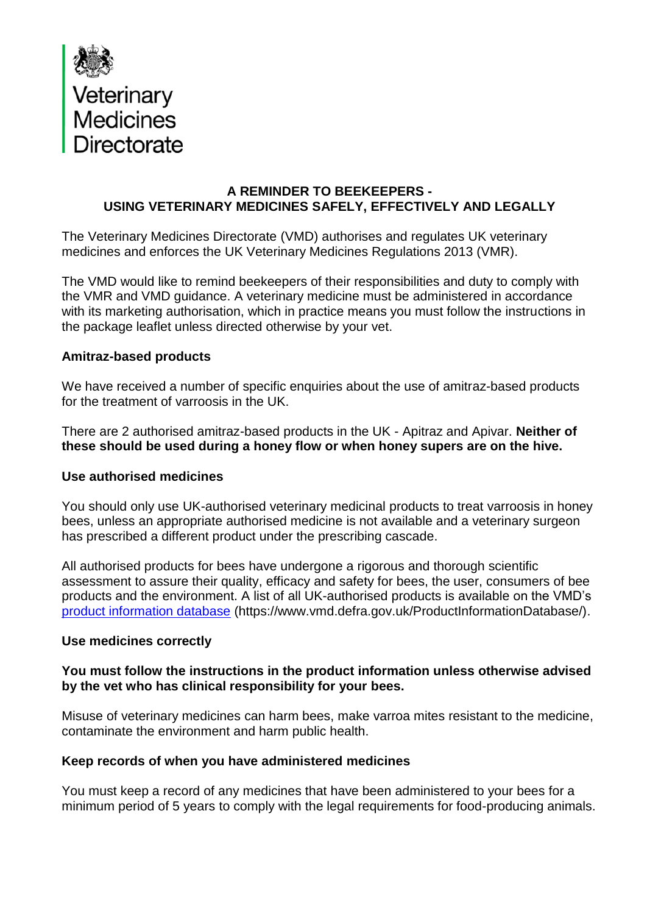Veterinary Medicines Directorate

## A REMINDER TO BEEKEEPERS - USING VETERINARY MEDICINES SAFELY, EFFECTIVELY AND LEGALLY

The Veterinary Medicines Directorate (VMD) authorises and regulates UK veterinary medicines and enforces the UK Veterinary Medicines Regulations 2013 (VMR).

The VMD would like to remind beekeepers of their responsibilities and duty to comply with the VMR and VMD guidance. A veterinary medicine must be administered in accordance with its marketing authorisation, which in practice means you must follow the instructions in the package leaflet unless directed otherwise by your vet.

### Amitraz-based products

We have received a number of specific enquiries about the use of amitraz-based products for the treatment of varroosis in the UK.

There are 2 authorised amitraz-based products in the UK - Apitraz and Apivar. **Neither of these should be used during a honey flow or when honey supers are on the hive.**

### Use authorised medicines

You should only use UK-authorised veterinary medicinal products to treat varroosis in honey bees, unless an appropriate authorised medicine is not available and a veterinary surgeon has prescribed a different product under the prescribing cascade.

All authorised products for bees have undergone a rigorous and thorough scientific assessment to assure their quality, efficacy and safety for bees, the user, consumers of bee products and the environment. A list of all UK-authorised products is available on the VMD's [product information database](https://www.vmd.defra.gov.uk/ProductInformationDatabase/) (https://www.vmd.defra.gov.uk/ProductInformationDatabase/).

### Use medicines correctly

**You must follow the instructions in the product information unless otherwise advised by the vet who has clinical responsibility for your bees.**

Misuse of veterinary medicines can harm bees, make varroa mites resistant to the medicine, contaminate the environment and harm public health.

### Keep records of when you have administered medicines

You must keep a record of any medicines that have been administered to your bees for a minimum period of 5 years to comply with the legal requirements for food-producing animals.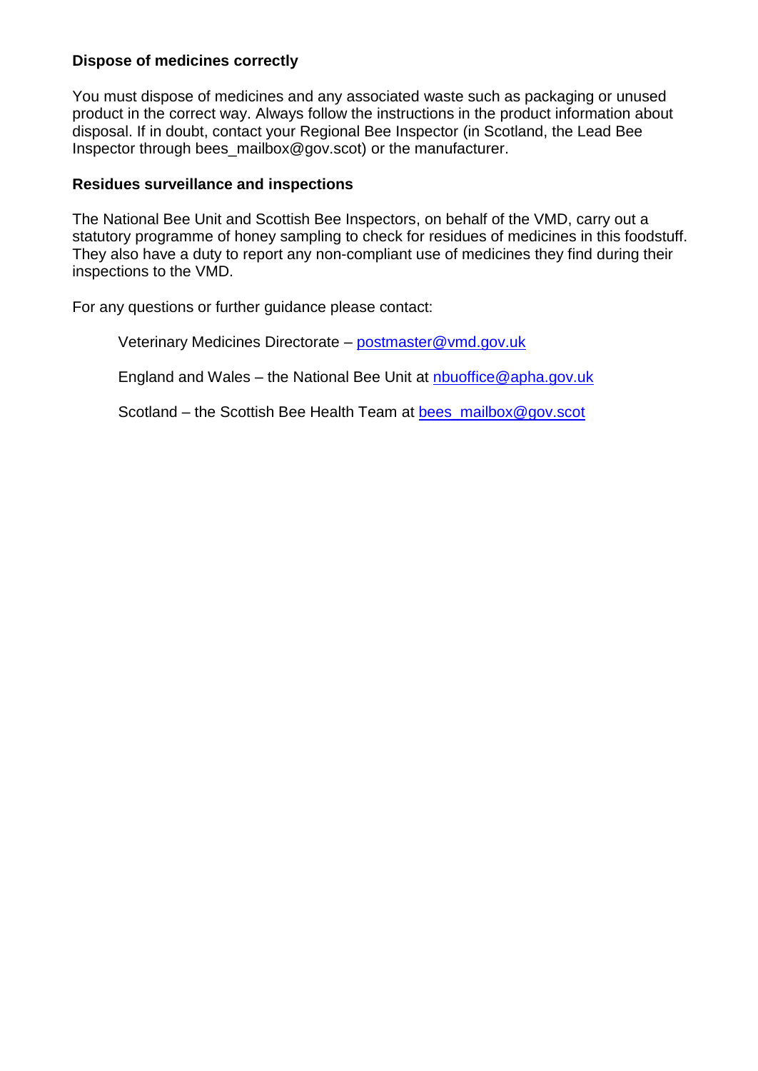**Dispose of medicines correctly**

You must dispose of medicines and any associated waste such as packaging or unused product in the correct way. Always follow the instructions in the product information about disposal. If in doubt, contact your Regional Bee Inspector (in Scotland, the Lead Bee Inspector through bees_mailbox@gov.scot) or the manufacturer.

**Residues surveillance and inspections**

The National Bee Unit and Scottish Bee Inspectors, on behalf of the VMD, carry out a statutory programme of honey sampling to check for residues of medicines in this foodstuff. They also have a duty to report any non-compliant use of medicines they find during their inspections to the VMD.

For any questions or further guidance please contact:

Veterinary Medicines Directorate – postmaster@vmd.gov.uk

England and Wales – the National Bee Unit at nbuoffice@apha.gov.uk

Scotland – the Scottish Bee Health Team at bees_mailbox@gov.scot